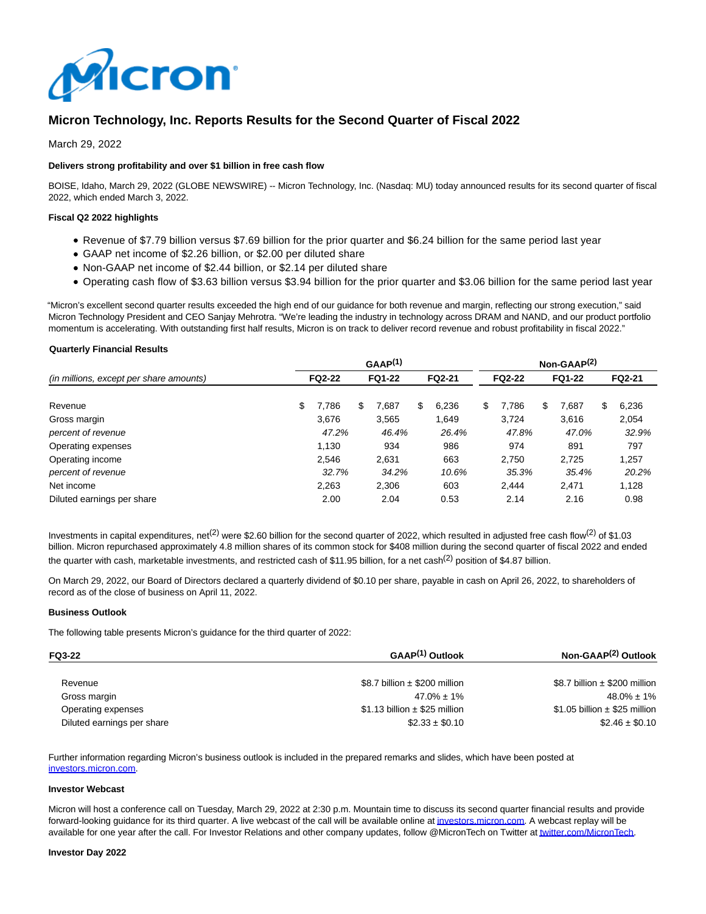Micron

# Micron Technology, Inc. Reports Results for the Second Quarter of Fiscal 2022

March 29, 2022

**Delivers strong profitability and over $1 billion in free cash flow**

BOISE, Idaho, March 29, 2022 (GLOBE NEWSWIRE) -- Micron Technology, Inc. (Nasdaq: MU) today announced results for its second quarter of fiscal 2022, which ended March 3, 2022.

**Fiscal Q2 2022 highlights**

- Revenue of $7.79 billion versus $7.69 billion for the prior quarter and $6.24 billion for the same period last year
- GAAP net income of $2.26 billion, or $2.00 per diluted share
- Non-GAAP net income of $2.44 billion, or $2.14 per diluted share
- Operating cash flow of $3.63 billion versus $3.94 billion for the prior quarter and $3.06 billion for the same period last year

"Micron's excellent second quarter results exceeded the high end of our guidance for both revenue and margin, reflecting our strong execution," said Micron Technology President and CEO Sanjay Mehrotra. "We're leading the industry in technology across DRAM and NAND, and our product portfolio momentum is accelerating. With outstanding first half results, Micron is on track to deliver record revenue and robust profitability in fiscal 2022."

**Quarterly Financial Results**

| | GAAP[1] | | | Non-GAAP[2] | | |
|---|---|---|---|---|---|---|
| *(in millions, except per share amounts)* | FQ2-22 | FQ1-22 | FQ2-21 | FQ2-22 | FQ1-22 | FQ2-21 |
| Revenue | $ 7,786 | $ 7,687 | $ 6,236 | $ 7,786 | $ 7,687 | $ 6,236 |
| Gross margin | 3,676 | 3,565 | 1,649 | 3,724 | 3,616 | 2,054 |
| *percent of revenue* | *47.2%* | *46.4%* | *26.4%* | *47.8%* | *47.0%* | *32.9%* |
| Operating expenses | 1,130 | 934 | 986 | 974 | 891 | 797 |
| Operating income | 2,546 | 2,631 | 663 | 2,750 | 2,725 | 1,257 |
| *percent of revenue* | *32.7%* | *34.2%* | *10.6%* | *35.3%* | *35.4%* | *20.2%* |
| Net income | 2,263 | 2,306 | 603 | 2,444 | 2,471 | 1,128 |
| Diluted earnings per share | 2.00 | 2.04 | 0.53 | 2.14 | 2.16 | 0.98 |

Investments in capital expenditures, net[2] were $2.60 billion for the second quarter of 2022, which resulted in adjusted free cash flow[2] of $1.03 billion. Micron repurchased approximately 4.8 million shares of its common stock for $408 million during the second quarter of fiscal 2022 and ended the quarter with cash, marketable investments, and restricted cash of $11.95 billion, for a net cash[2] position of $4.87 billion.

On March 29, 2022, our Board of Directors declared a quarterly dividend of $0.10 per share, payable in cash on April 26, 2022, to shareholders of record as of the close of business on April 11, 2022.

**Business Outlook**

The following table presents Micron's guidance for the third quarter of 2022:

| FQ3-22 | GAAP[1] Outlook | Non-GAAP[2] Outlook |
|---|---|---|
| Revenue | $8.7 billion ± $200 million | $8.7 billion ± $200 million |
| Gross margin | 47.0% ± 1% | 48.0% ± 1% |
| Operating expenses | $1.13 billion ± $25 million | $1.05 billion ± $25 million |
| Diluted earnings per share | $2.33 ± $0.10 | $2.46 ± $0.10 |

Further information regarding Micron's business outlook is included in the prepared remarks and slides, which have been posted at investors.micron.com.

**Investor Webcast**

Micron will host a conference call on Tuesday, March 29, 2022 at 2:30 p.m. Mountain time to discuss its second quarter financial results and provide forward-looking guidance for its third quarter. A live webcast of the call will be available online at investors.micron.com. A webcast replay will be available for one year after the call. For Investor Relations and other company updates, follow @MicronTech on Twitter at twitter.com/MicronTech.

**Investor Day 2022**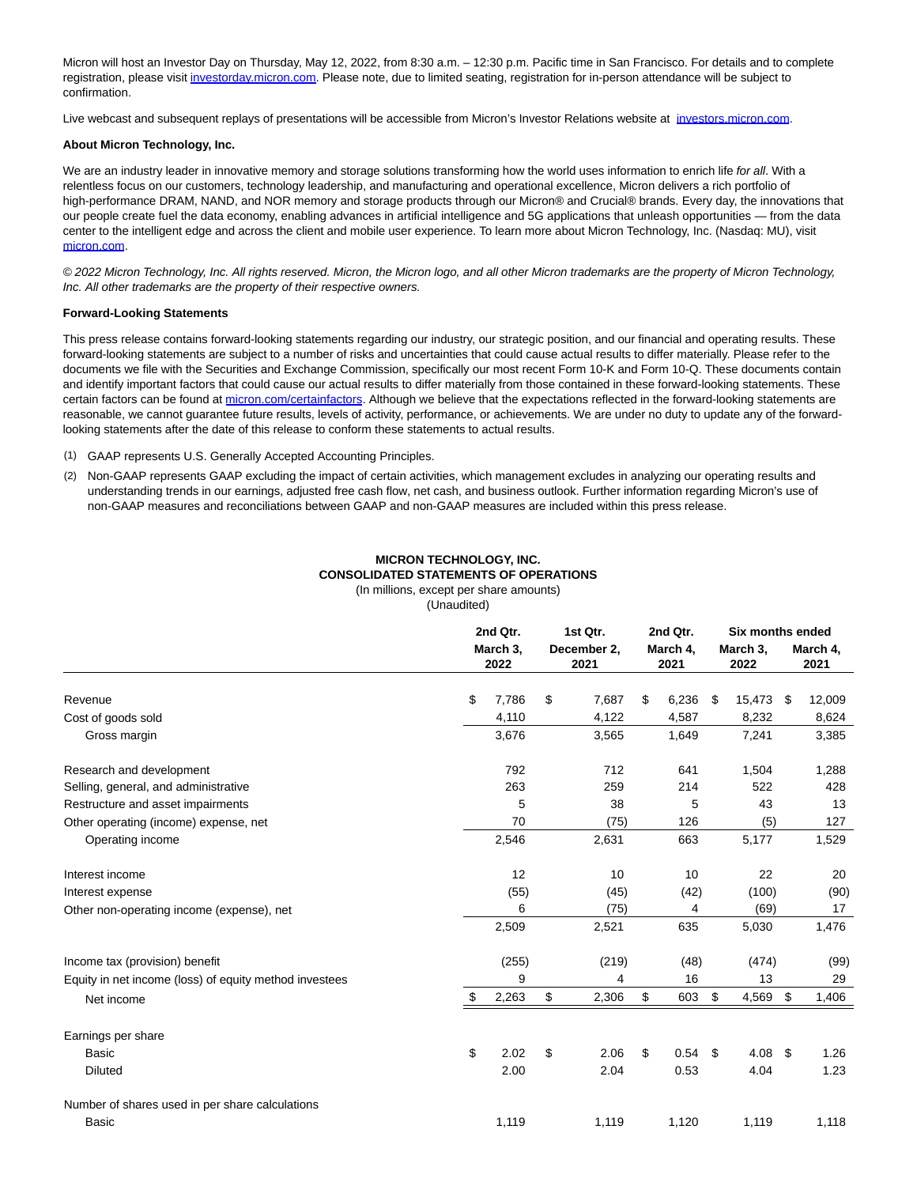Micron will host an Investor Day on Thursday, May 12, 2022, from 8:30 a.m. – 12:30 p.m. Pacific time in San Francisco. For details and to complete registration, please visit investorday.micron.com. Please note, due to limited seating, registration for in-person attendance will be subject to confirmation.

Live webcast and subsequent replays of presentations will be accessible from Micron's Investor Relations website at investors.micron.com.

**About Micron Technology, Inc.**

We are an industry leader in innovative memory and storage solutions transforming how the world uses information to enrich life *for all*. With a relentless focus on our customers, technology leadership, and manufacturing and operational excellence, Micron delivers a rich portfolio of high-performance DRAM, NAND, and NOR memory and storage products through our Micron® and Crucial® brands. Every day, the innovations that our people create fuel the data economy, enabling advances in artificial intelligence and 5G applications that unleash opportunities — from the data center to the intelligent edge and across the client and mobile user experience. To learn more about Micron Technology, Inc. (Nasdaq: MU), visit micron.com.

*© 2022 Micron Technology, Inc. All rights reserved. Micron, the Micron logo, and all other Micron trademarks are the property of Micron Technology, Inc. All other trademarks are the property of their respective owners.*

**Forward-Looking Statements**

This press release contains forward-looking statements regarding our industry, our strategic position, and our financial and operating results. These forward-looking statements are subject to a number of risks and uncertainties that could cause actual results to differ materially. Please refer to the documents we file with the Securities and Exchange Commission, specifically our most recent Form 10-K and Form 10-Q. These documents contain and identify important factors that could cause our actual results to differ materially from those contained in these forward-looking statements. These certain factors can be found at micron.com/certainfactors. Although we believe that the expectations reflected in the forward-looking statements are reasonable, we cannot guarantee future results, levels of activity, performance, or achievements. We are under no duty to update any of the forward-looking statements after the date of this release to conform these statements to actual results.

(1) GAAP represents U.S. Generally Accepted Accounting Principles.

(2) Non-GAAP represents GAAP excluding the impact of certain activities, which management excludes in analyzing our operating results and understanding trends in our earnings, adjusted free cash flow, net cash, and business outlook. Further information regarding Micron's use of non-GAAP measures and reconciliations between GAAP and non-GAAP measures are included within this press release.

**MICRON TECHNOLOGY, INC.**
**CONSOLIDATED STATEMENTS OF OPERATIONS**
(In millions, except per share amounts)
(Unaudited)

| | 2nd Qtr. March 3, 2022 | 1st Qtr. December 2, 2021 | 2nd Qtr. March 4, 2021 | Six months ended March 3, 2022 | Six months ended March 4, 2021 |
|---|---|---|---|---|---|
| Revenue | $ 7,786 | $ 7,687 | $ 6,236 | $ 15,473 | $ 12,009 |
| Cost of goods sold | 4,110 | 4,122 | 4,587 | 8,232 | 8,624 |
| Gross margin | 3,676 | 3,565 | 1,649 | 7,241 | 3,385 |
| | | | | | |
| Research and development | 792 | 712 | 641 | 1,504 | 1,288 |
| Selling, general, and administrative | 263 | 259 | 214 | 522 | 428 |
| Restructure and asset impairments | 5 | 38 | 5 | 43 | 13 |
| Other operating (income) expense, net | 70 | (75) | 126 | (5) | 127 |
| Operating income | 2,546 | 2,631 | 663 | 5,177 | 1,529 |
| | | | | | |
| Interest income | 12 | 10 | 10 | 22 | 20 |
| Interest expense | (55) | (45) | (42) | (100) | (90) |
| Other non-operating income (expense), net | 6 | (75) | 4 | (69) | 17 |
| | 2,509 | 2,521 | 635 | 5,030 | 1,476 |
| | | | | | |
| Income tax (provision) benefit | (255) | (219) | (48) | (474) | (99) |
| Equity in net income (loss) of equity method investees | 9 | 4 | 16 | 13 | 29 |
| Net income | $ 2,263 | $ 2,306 | $ 603 | $ 4,569 | $ 1,406 |
| | | | | | |
| Earnings per share | | | | | |
| Basic | $ 2.02 | $ 2.06 | $ 0.54 | $ 4.08 | $ 1.26 |
| Diluted | 2.00 | 2.04 | 0.53 | 4.04 | 1.23 |
| | | | | | |
| Number of shares used in per share calculations | | | | | |
| Basic | 1,119 | 1,119 | 1,120 | 1,119 | 1,118 |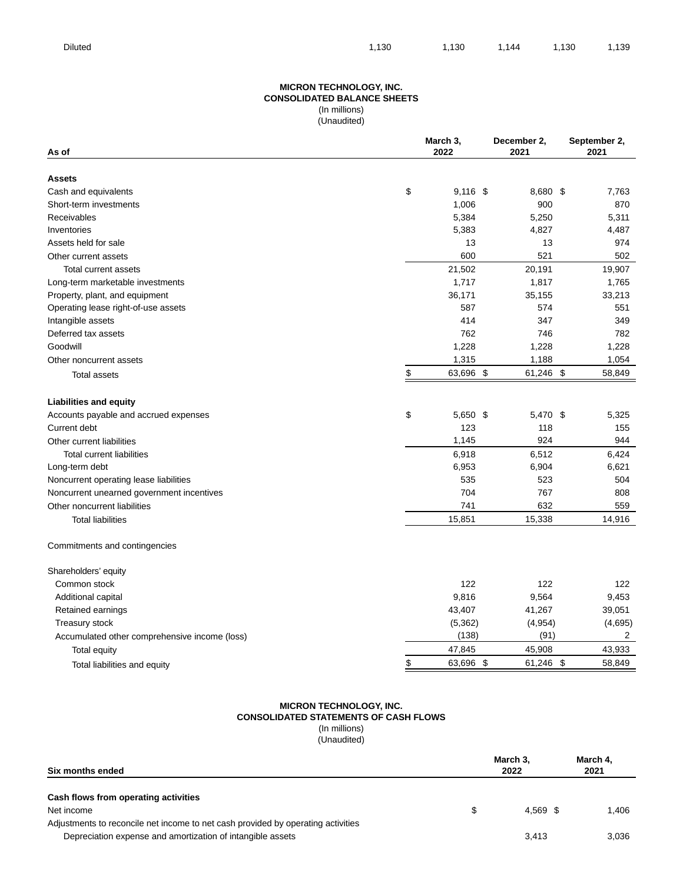| Diluted | 1,130 | 1,130 | 1,144 | 1,130 | 1,139 |
|---|---|---|---|---|---|

**MICRON TECHNOLOGY, INC.**
**CONSOLIDATED BALANCE SHEETS**
(In millions)
(Unaudited)

| As of | March 3, 2022 | December 2, 2021 | September 2, 2021 |
|---|---|---|---|
| **Assets** | | | |
| Cash and equivalents | $ 9,116 | $ 8,680 | $ 7,763 |
| Short-term investments | 1,006 | 900 | 870 |
| Receivables | 5,384 | 5,250 | 5,311 |
| Inventories | 5,383 | 4,827 | 4,487 |
| Assets held for sale | 13 | 13 | 974 |
| Other current assets | 600 | 521 | 502 |
| Total current assets | 21,502 | 20,191 | 19,907 |
| Long-term marketable investments | 1,717 | 1,817 | 1,765 |
| Property, plant, and equipment | 36,171 | 35,155 | 33,213 |
| Operating lease right-of-use assets | 587 | 574 | 551 |
| Intangible assets | 414 | 347 | 349 |
| Deferred tax assets | 762 | 746 | 782 |
| Goodwill | 1,228 | 1,228 | 1,228 |
| Other noncurrent assets | 1,315 | 1,188 | 1,054 |
| Total assets | $ 63,696 | $ 61,246 | $ 58,849 |
| **Liabilities and equity** | | | |
| Accounts payable and accrued expenses | $ 5,650 | $ 5,470 | $ 5,325 |
| Current debt | 123 | 118 | 155 |
| Other current liabilities | 1,145 | 924 | 944 |
| Total current liabilities | 6,918 | 6,512 | 6,424 |
| Long-term debt | 6,953 | 6,904 | 6,621 |
| Noncurrent operating lease liabilities | 535 | 523 | 504 |
| Noncurrent unearned government incentives | 704 | 767 | 808 |
| Other noncurrent liabilities | 741 | 632 | 559 |
| Total liabilities | 15,851 | 15,338 | 14,916 |
| Commitments and contingencies | | | |
| Shareholders' equity | | | |
| Common stock | 122 | 122 | 122 |
| Additional capital | 9,816 | 9,564 | 9,453 |
| Retained earnings | 43,407 | 41,267 | 39,051 |
| Treasury stock | (5,362) | (4,954) | (4,695) |
| Accumulated other comprehensive income (loss) | (138) | (91) | 2 |
| Total equity | 47,845 | 45,908 | 43,933 |
| Total liabilities and equity | $ 63,696 | $ 61,246 | $ 58,849 |

**MICRON TECHNOLOGY, INC.**
**CONSOLIDATED STATEMENTS OF CASH FLOWS**
(In millions)
(Unaudited)

| Six months ended | March 3, 2022 | March 4, 2021 |
|---|---|---|
| **Cash flows from operating activities** | | |
| Net income | $ 4,569 | $ 1,406 |
| Adjustments to reconcile net income to net cash provided by operating activities | | |
| Depreciation expense and amortization of intangible assets | 3,413 | 3,036 |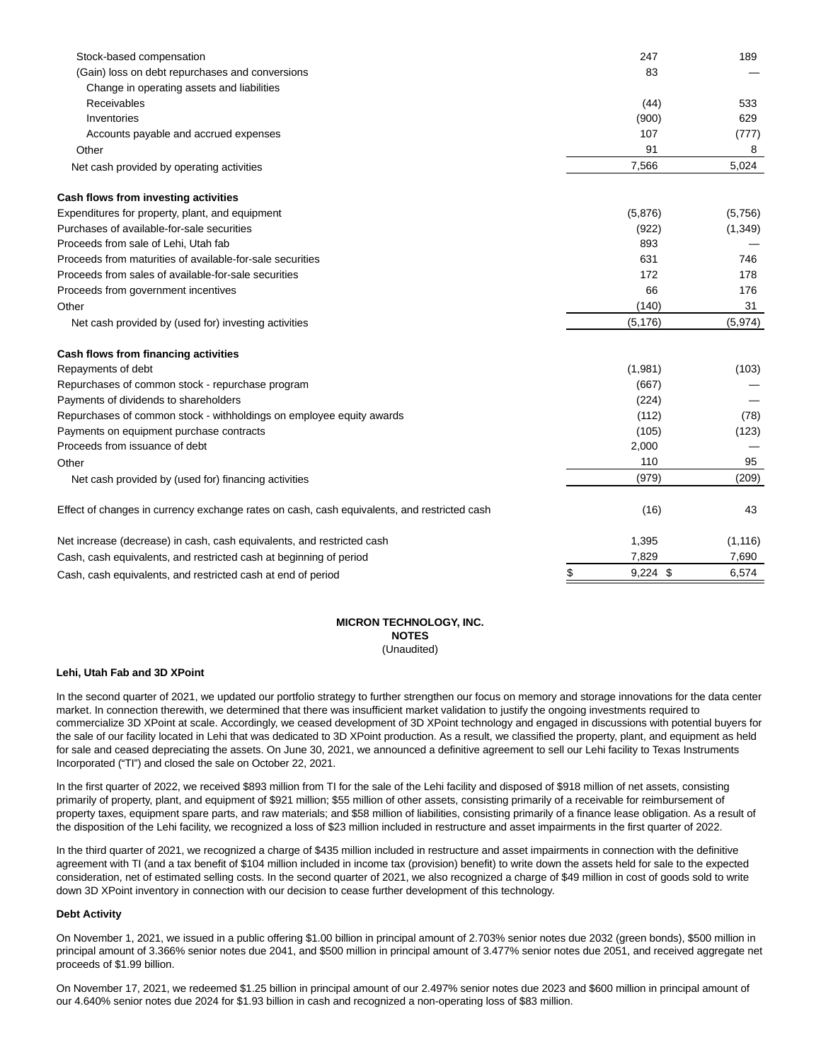| | | |
|---|---|---|
| Stock-based compensation | 247 | 189 |
| (Gain) loss on debt repurchases and conversions | 83 | — |
| Change in operating assets and liabilities | | |
| Receivables | (44) | 533 |
| Inventories | (900) | 629 |
| Accounts payable and accrued expenses | 107 | (777) |
| Other | 91 | 8 |
| Net cash provided by operating activities | 7,566 | 5,024 |
| | | |
| **Cash flows from investing activities** | | |
| Expenditures for property, plant, and equipment | (5,876) | (5,756) |
| Purchases of available-for-sale securities | (922) | (1,349) |
| Proceeds from sale of Lehi, Utah fab | 893 | — |
| Proceeds from maturities of available-for-sale securities | 631 | 746 |
| Proceeds from sales of available-for-sale securities | 172 | 178 |
| Proceeds from government incentives | 66 | 176 |
| Other | (140) | 31 |
| Net cash provided by (used for) investing activities | (5,176) | (5,974) |
| | | |
| **Cash flows from financing activities** | | |
| Repayments of debt | (1,981) | (103) |
| Repurchases of common stock - repurchase program | (667) | — |
| Payments of dividends to shareholders | (224) | — |
| Repurchases of common stock - withholdings on employee equity awards | (112) | (78) |
| Payments on equipment purchase contracts | (105) | (123) |
| Proceeds from issuance of debt | 2,000 | — |
| Other | 110 | 95 |
| Net cash provided by (used for) financing activities | (979) | (209) |
| | | |
| Effect of changes in currency exchange rates on cash, cash equivalents, and restricted cash | (16) | 43 |
| | | |
| Net increase (decrease) in cash, cash equivalents, and restricted cash | 1,395 | (1,116) |
| Cash, cash equivalents, and restricted cash at beginning of period | 7,829 | 7,690 |
| Cash, cash equivalents, and restricted cash at end of period | $ 9,224 | $ 6,574 |

**MICRON TECHNOLOGY, INC.**
**NOTES**
(Unaudited)

**Lehi, Utah Fab and 3D XPoint**

In the second quarter of 2021, we updated our portfolio strategy to further strengthen our focus on memory and storage innovations for the data center market. In connection therewith, we determined that there was insufficient market validation to justify the ongoing investments required to commercialize 3D XPoint at scale. Accordingly, we ceased development of 3D XPoint technology and engaged in discussions with potential buyers for the sale of our facility located in Lehi that was dedicated to 3D XPoint production. As a result, we classified the property, plant, and equipment as held for sale and ceased depreciating the assets. On June 30, 2021, we announced a definitive agreement to sell our Lehi facility to Texas Instruments Incorporated ("TI") and closed the sale on October 22, 2021.

In the first quarter of 2022, we received $893 million from TI for the sale of the Lehi facility and disposed of $918 million of net assets, consisting primarily of property, plant, and equipment of $921 million; $55 million of other assets, consisting primarily of a receivable for reimbursement of property taxes, equipment spare parts, and raw materials; and $58 million of liabilities, consisting primarily of a finance lease obligation. As a result of the disposition of the Lehi facility, we recognized a loss of $23 million included in restructure and asset impairments in the first quarter of 2022.

In the third quarter of 2021, we recognized a charge of $435 million included in restructure and asset impairments in connection with the definitive agreement with TI (and a tax benefit of $104 million included in income tax (provision) benefit) to write down the assets held for sale to the expected consideration, net of estimated selling costs. In the second quarter of 2021, we also recognized a charge of $49 million in cost of goods sold to write down 3D XPoint inventory in connection with our decision to cease further development of this technology.

**Debt Activity**

On November 1, 2021, we issued in a public offering $1.00 billion in principal amount of 2.703% senior notes due 2032 (green bonds), $500 million in principal amount of 3.366% senior notes due 2041, and $500 million in principal amount of 3.477% senior notes due 2051, and received aggregate net proceeds of $1.99 billion.

On November 17, 2021, we redeemed $1.25 billion in principal amount of our 2.497% senior notes due 2023 and $600 million in principal amount of our 4.640% senior notes due 2024 for $1.93 billion in cash and recognized a non-operating loss of $83 million.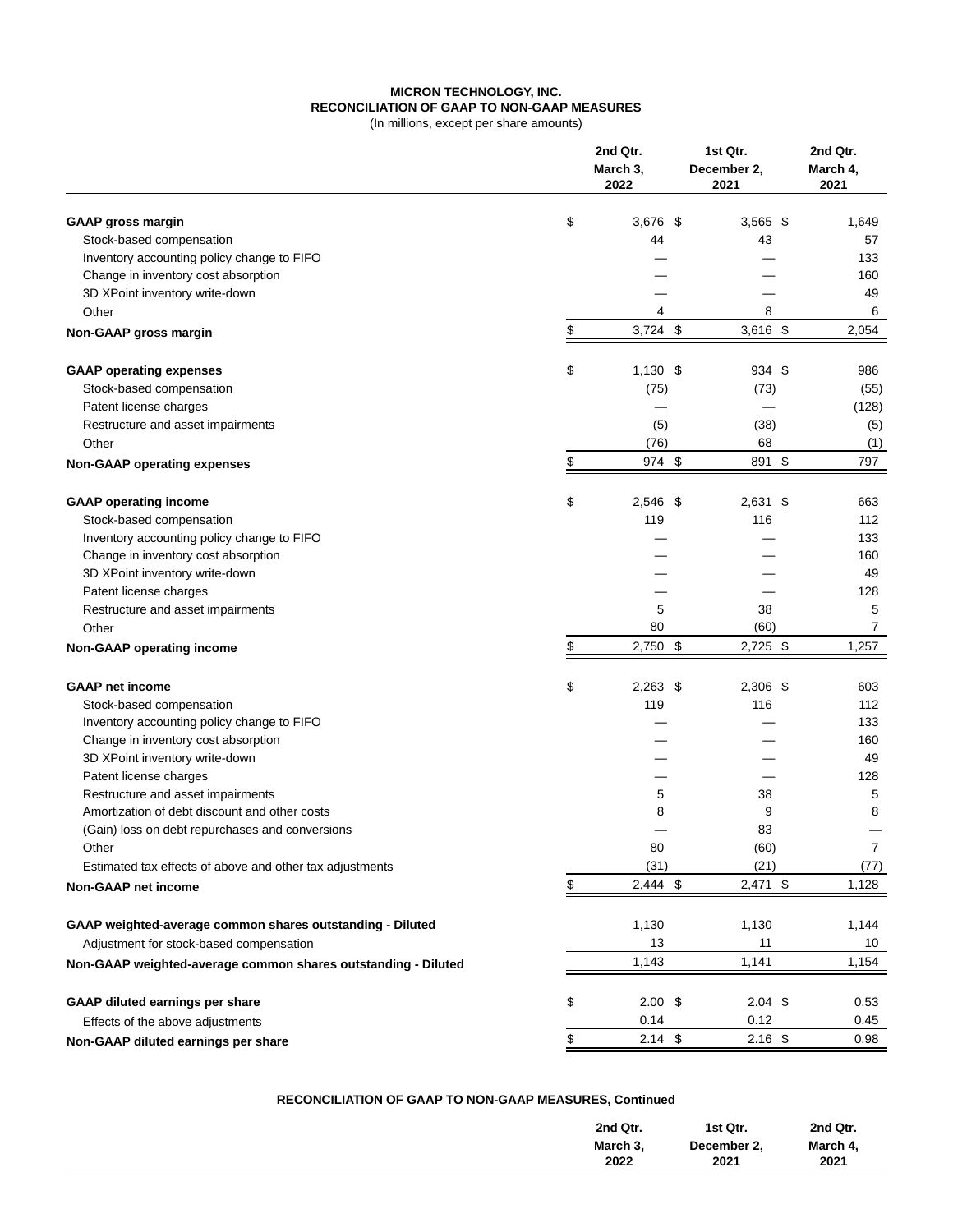**MICRON TECHNOLOGY, INC.**
**RECONCILIATION OF GAAP TO NON-GAAP MEASURES**
(In millions, except per share amounts)

| | 2nd Qtr. March 3, 2022 | 1st Qtr. December 2, 2021 | 2nd Qtr. March 4, 2021 |
|---|---|---|---|
| **GAAP gross margin** | $ 3,676 | $ 3,565 | $ 1,649 |
| Stock-based compensation | 44 | 43 | 57 |
| Inventory accounting policy change to FIFO | — | — | 133 |
| Change in inventory cost absorption | — | — | 160 |
| 3D XPoint inventory write-down | — | — | 49 |
| Other | 4 | 8 | 6 |
| **Non-GAAP gross margin** | $ 3,724 | $ 3,616 | $ 2,054 |
| | | | |
| **GAAP operating expenses** | $ 1,130 | $ 934 | $ 986 |
| Stock-based compensation | (75) | (73) | (55) |
| Patent license charges | — | — | (128) |
| Restructure and asset impairments | (5) | (38) | (5) |
| Other | (76) | 68 | (1) |
| **Non-GAAP operating expenses** | $ 974 | $ 891 | $ 797 |
| | | | |
| **GAAP operating income** | $ 2,546 | $ 2,631 | $ 663 |
| Stock-based compensation | 119 | 116 | 112 |
| Inventory accounting policy change to FIFO | — | — | 133 |
| Change in inventory cost absorption | — | — | 160 |
| 3D XPoint inventory write-down | — | — | 49 |
| Patent license charges | — | — | 128 |
| Restructure and asset impairments | 5 | 38 | 5 |
| Other | 80 | (60) | 7 |
| **Non-GAAP operating income** | $ 2,750 | $ 2,725 | $ 1,257 |
| | | | |
| **GAAP net income** | $ 2,263 | $ 2,306 | $ 603 |
| Stock-based compensation | 119 | 116 | 112 |
| Inventory accounting policy change to FIFO | — | — | 133 |
| Change in inventory cost absorption | — | — | 160 |
| 3D XPoint inventory write-down | — | — | 49 |
| Patent license charges | — | — | 128 |
| Restructure and asset impairments | 5 | 38 | 5 |
| Amortization of debt discount and other costs | 8 | 9 | 8 |
| (Gain) loss on debt repurchases and conversions | — | 83 | — |
| Other | 80 | (60) | 7 |
| Estimated tax effects of above and other tax adjustments | (31) | (21) | (77) |
| **Non-GAAP net income** | $ 2,444 | $ 2,471 | $ 1,128 |
| | | | |
| **GAAP weighted-average common shares outstanding - Diluted** | 1,130 | 1,130 | 1,144 |
| Adjustment for stock-based compensation | 13 | 11 | 10 |
| **Non-GAAP weighted-average common shares outstanding - Diluted** | 1,143 | 1,141 | 1,154 |
| | | | |
| **GAAP diluted earnings per share** | $ 2.00 | $ 2.04 | $ 0.53 |
| Effects of the above adjustments | 0.14 | 0.12 | 0.45 |
| **Non-GAAP diluted earnings per share** | $ 2.14 | $ 2.16 | $ 0.98 |

**RECONCILIATION OF GAAP TO NON-GAAP MEASURES, Continued**

| | 2nd Qtr. March 3, 2022 | 1st Qtr. December 2, 2021 | 2nd Qtr. March 4, 2021 |
|---|---|---|---|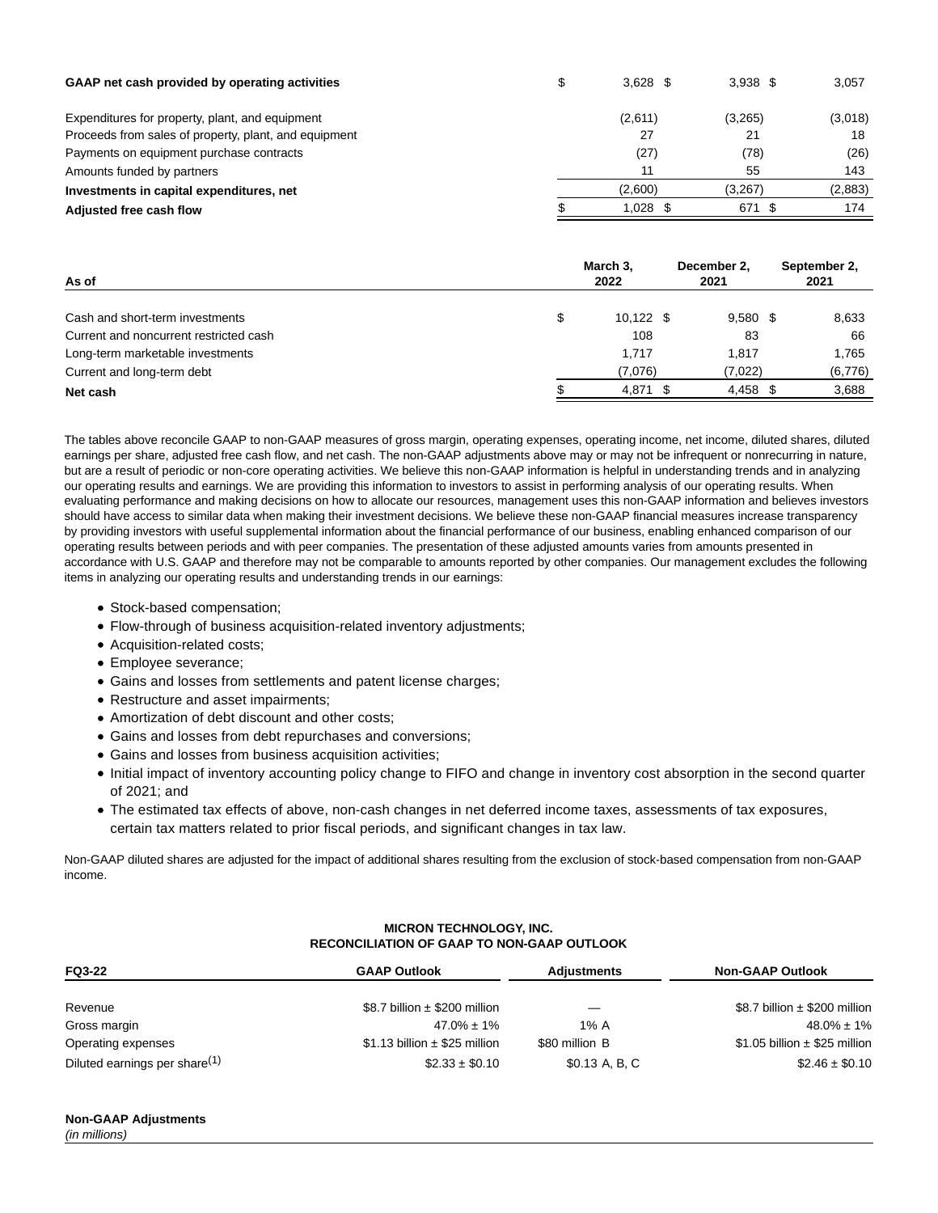| | | | |
|---|---|---|---|
| **GAAP net cash provided by operating activities** | $ 3,628 | $ 3,938 | $ 3,057 |
| Expenditures for property, plant, and equipment | (2,611) | (3,265) | (3,018) |
| Proceeds from sales of property, plant, and equipment | 27 | 21 | 18 |
| Payments on equipment purchase contracts | (27) | (78) | (26) |
| Amounts funded by partners | 11 | 55 | 143 |
| **Investments in capital expenditures, net** | (2,600) | (3,267) | (2,883) |
| **Adjusted free cash flow** | $ 1,028 | $ 671 | $ 174 |

| As of | March 3, 2022 | December 2, 2021 | September 2, 2021 |
|---|---|---|---|
| Cash and short-term investments | $ 10,122 | $ 9,580 | $ 8,633 |
| Current and noncurrent restricted cash | 108 | 83 | 66 |
| Long-term marketable investments | 1,717 | 1,817 | 1,765 |
| Current and long-term debt | (7,076) | (7,022) | (6,776) |
| **Net cash** | $ 4,871 | $ 4,458 | $ 3,688 |

The tables above reconcile GAAP to non-GAAP measures of gross margin, operating expenses, operating income, net income, diluted shares, diluted earnings per share, adjusted free cash flow, and net cash. The non-GAAP adjustments above may or may not be infrequent or nonrecurring in nature, but are a result of periodic or non-core operating activities. We believe this non-GAAP information is helpful in understanding trends and in analyzing our operating results and earnings. We are providing this information to investors to assist in performing analysis of our operating results. When evaluating performance and making decisions on how to allocate our resources, management uses this non-GAAP information and believes investors should have access to similar data when making their investment decisions. We believe these non-GAAP financial measures increase transparency by providing investors with useful supplemental information about the financial performance of our business, enabling enhanced comparison of our operating results between periods and with peer companies. The presentation of these adjusted amounts varies from amounts presented in accordance with U.S. GAAP and therefore may not be comparable to amounts reported by other companies. Our management excludes the following items in analyzing our operating results and understanding trends in our earnings:

- Stock-based compensation;
- Flow-through of business acquisition-related inventory adjustments;
- Acquisition-related costs;
- Employee severance;
- Gains and losses from settlements and patent license charges;
- Restructure and asset impairments;
- Amortization of debt discount and other costs;
- Gains and losses from debt repurchases and conversions;
- Gains and losses from business acquisition activities;
- Initial impact of inventory accounting policy change to FIFO and change in inventory cost absorption in the second quarter of 2021; and
- The estimated tax effects of above, non-cash changes in net deferred income taxes, assessments of tax exposures, certain tax matters related to prior fiscal periods, and significant changes in tax law.

Non-GAAP diluted shares are adjusted for the impact of additional shares resulting from the exclusion of stock-based compensation from non-GAAP income.

**MICRON TECHNOLOGY, INC.**
**RECONCILIATION OF GAAP TO NON-GAAP OUTLOOK**

| FQ3-22 | GAAP Outlook | Adjustments | Non-GAAP Outlook |
|---|---|---|---|
| Revenue | $8.7 billion ± $200 million | — | $8.7 billion ± $200 million |
| Gross margin | 47.0% ± 1% | 1% A | 48.0% ± 1% |
| Operating expenses | $1.13 billion ± $25 million | $80 million B | $1.05 billion ± $25 million |
| Diluted earnings per share[(1)] | $2.33 ± $0.10 | $0.13 A, B, C | $2.46 ± $0.10 |

**Non-GAAP Adjustments**
*(in millions)*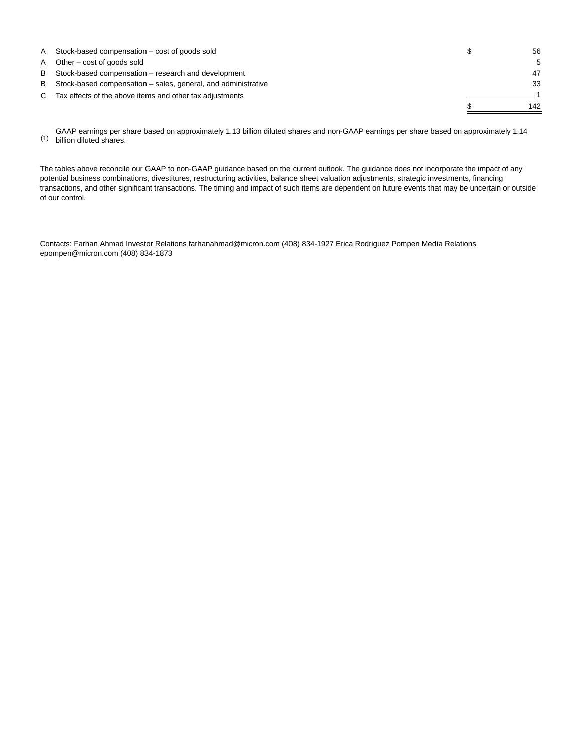| | | | |
|---|---|---|---|
| A | Stock-based compensation – cost of goods sold | $ | 56 |
| A | Other – cost of goods sold | | 5 |
| B | Stock-based compensation – research and development | | 47 |
| B | Stock-based compensation – sales, general, and administrative | | 33 |
| C | Tax effects of the above items and other tax adjustments | | 1 |
| | | $ | 142 |

(1) GAAP earnings per share based on approximately 1.13 billion diluted shares and non-GAAP earnings per share based on approximately 1.14 billion diluted shares.

The tables above reconcile our GAAP to non-GAAP guidance based on the current outlook. The guidance does not incorporate the impact of any potential business combinations, divestitures, restructuring activities, balance sheet valuation adjustments, strategic investments, financing transactions, and other significant transactions. The timing and impact of such items are dependent on future events that may be uncertain or outside of our control.

Contacts: Farhan Ahmad Investor Relations farhanahmad@micron.com (408) 834-1927 Erica Rodriguez Pompen Media Relations epompen@micron.com (408) 834-1873